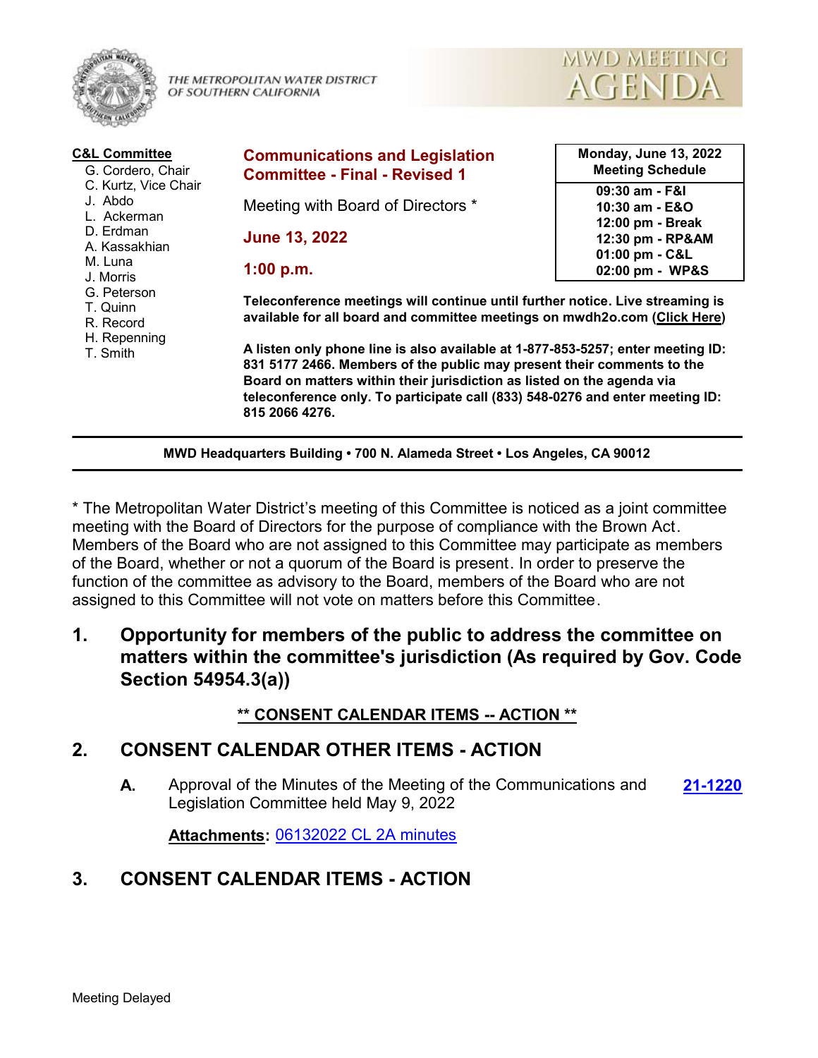THE METROPOLITAN WATER DISTRICT OF SOUTHERN CALIFORNIA

# MWD MEETING AGENDA

**C&L Committee**
- G. Cordero, Chair
- C. Kurtz, Vice Chair
- J. Abdo
- L. Ackerman
- D. Erdman
- A. Kassakhian
- M. Luna
- J. Morris
- G. Peterson
- T. Quinn
- R. Record
- H. Repenning
- T. Smith

## Communications and Legislation Committee - Final - Revised 1

Meeting with Board of Directors *

**June 13, 2022**

**1:00 p.m.**

| Monday, June 13, 2022 Meeting Schedule |
|---|
| 09:30 am - F&I |
| 10:30 am - E&O |
| 12:00 pm - Break |
| 12:30 pm - RP&AM |
| 01:00 pm - C&L |
| 02:00 pm - WP&S |

**Teleconference meetings will continue until further notice. Live streaming is available for all board and committee meetings on mwdh2o.com (Click Here)**

**A listen only phone line is also available at 1-877-853-5257; enter meeting ID: 831 5177 2466. Members of the public may present their comments to the Board on matters within their jurisdiction as listed on the agenda via teleconference only. To participate call (833) 548-0276 and enter meeting ID: 815 2066 4276.**

**MWD Headquarters Building • 700 N. Alameda Street • Los Angeles, CA 90012**

* The Metropolitan Water District's meeting of this Committee is noticed as a joint committee meeting with the Board of Directors for the purpose of compliance with the Brown Act. Members of the Board who are not assigned to this Committee may participate as members of the Board, whether or not a quorum of the Board is present. In order to preserve the function of the committee as advisory to the Board, members of the Board who are not assigned to this Committee will not vote on matters before this Committee.

## 1. Opportunity for members of the public to address the committee on matters within the committee's jurisdiction (As required by Gov. Code Section 54954.3(a))

**** CONSENT CALENDAR ITEMS -- ACTION ****

## 2. CONSENT CALENDAR OTHER ITEMS - ACTION

**A.** Approval of the Minutes of the Meeting of the Communications and Legislation Committee held May 9, 2022 **21-1220**

**Attachments:** 06132022 CL 2A minutes

## 3. CONSENT CALENDAR ITEMS - ACTION

Meeting Delayed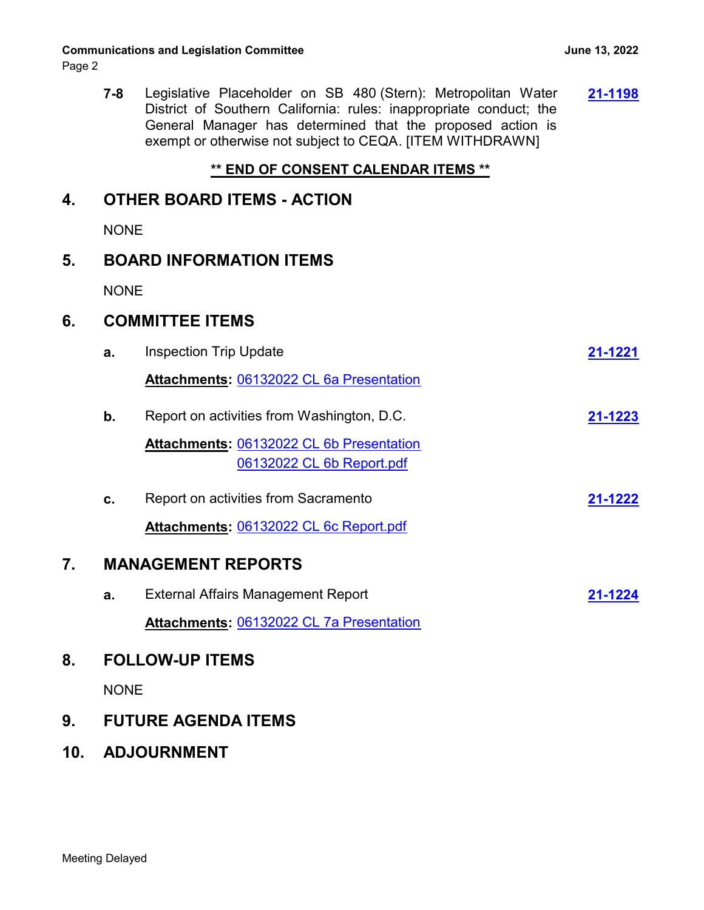**7-8** Legislative Placeholder on SB 480 (Stern): Metropolitan Water District of Southern California: rules: inappropriate conduct; the General Manager has determined that the proposed action is exempt or otherwise not subject to CEQA. [ITEM WITHDRAWN] **21-1198**

**\*\* END OF CONSENT CALENDAR ITEMS \*\***

## 4. OTHER BOARD ITEMS - ACTION

NONE

## 5. BOARD INFORMATION ITEMS

NONE

## 6. COMMITTEE ITEMS

**a.** Inspection Trip Update **21-1221**

**Attachments:** 06132022 CL 6a Presentation

**b.** Report on activities from Washington, D.C. **21-1223**

**Attachments:** 06132022 CL 6b Presentation
06132022 CL 6b Report.pdf

**c.** Report on activities from Sacramento **21-1222**

**Attachments:** 06132022 CL 6c Report.pdf

## 7. MANAGEMENT REPORTS

**a.** External Affairs Management Report **21-1224**

**Attachments:** 06132022 CL 7a Presentation

## 8. FOLLOW-UP ITEMS

NONE

## 9. FUTURE AGENDA ITEMS

## 10. ADJOURNMENT

Meeting Delayed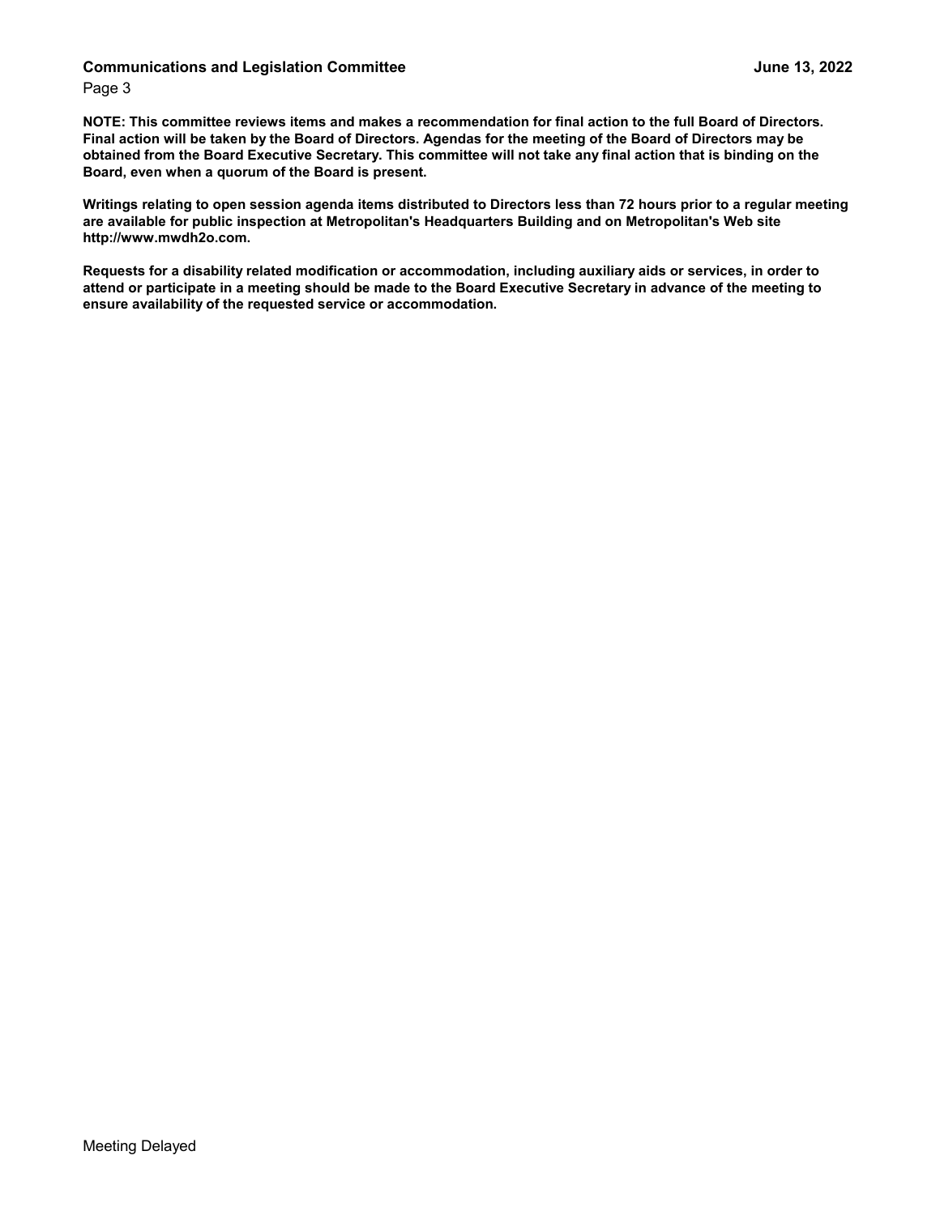**NOTE: This committee reviews items and makes a recommendation for final action to the full Board of Directors. Final action will be taken by the Board of Directors. Agendas for the meeting of the Board of Directors may be obtained from the Board Executive Secretary. This committee will not take any final action that is binding on the Board, even when a quorum of the Board is present.**

**Writings relating to open session agenda items distributed to Directors less than 72 hours prior to a regular meeting are available for public inspection at Metropolitan's Headquarters Building and on Metropolitan's Web site http://www.mwdh2o.com.**

**Requests for a disability related modification or accommodation, including auxiliary aids or services, in order to attend or participate in a meeting should be made to the Board Executive Secretary in advance of the meeting to ensure availability of the requested service or accommodation.**

Meeting Delayed